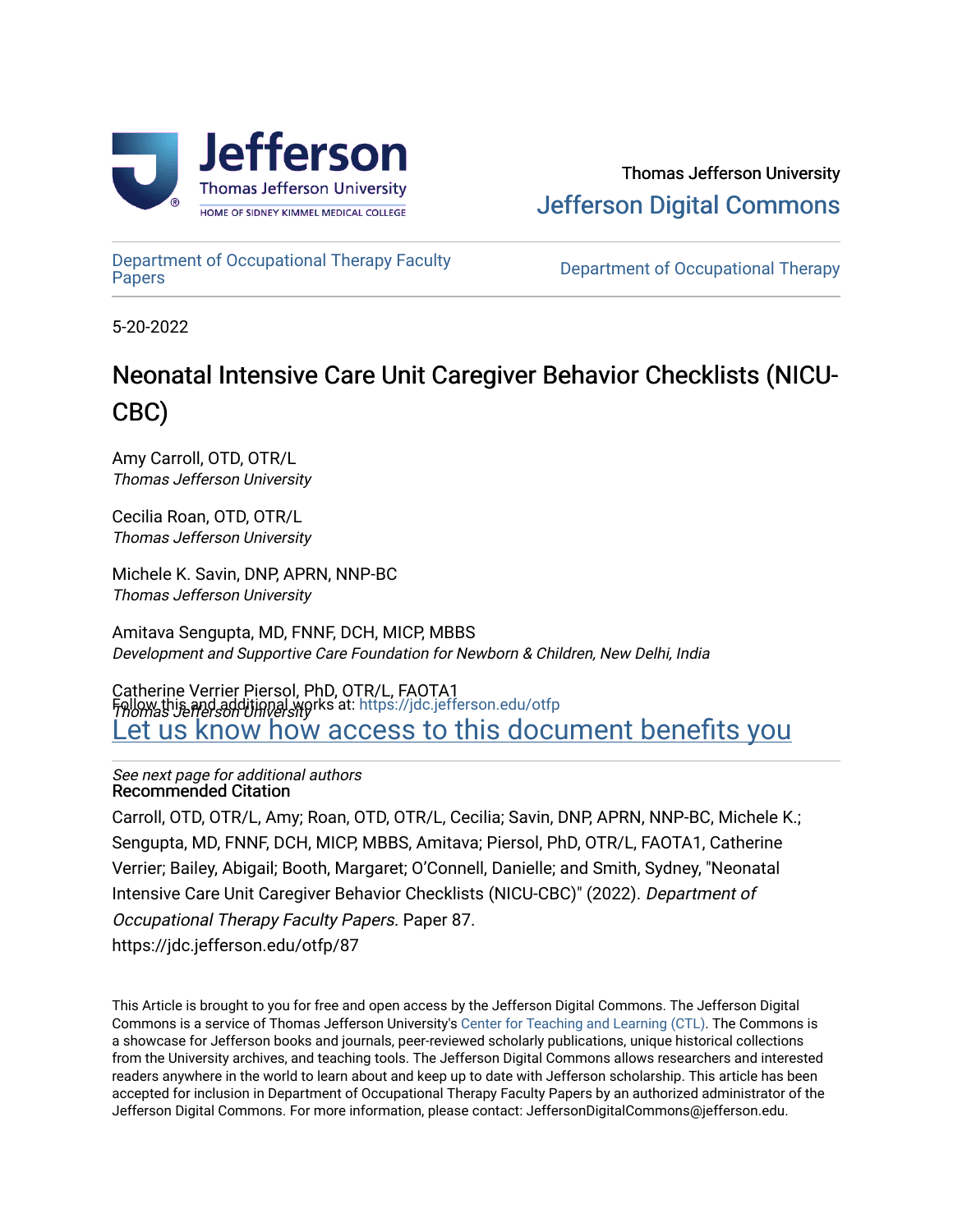Thomas Jefferson University

Jefferson Digital Commons

Department of Occupational Therapy Faculty Papers

Department of Occupational Therapy

5-20-2022

# Neonatal Intensive Care Unit Caregiver Behavior Checklists (NICU-CBC)

Amy Carroll, OTD, OTR/L
*Thomas Jefferson University*

Cecilia Roan, OTD, OTR/L
*Thomas Jefferson University*

Michele K. Savin, DNP, APRN, NNP-BC
*Thomas Jefferson University*

Amitava Sengupta, MD, FNNF, DCH, MICP, MBBS
*Development and Supportive Care Foundation for Newborn & Children, New Delhi, India*

Catherine Verrier Piersol, PhD, OTR/L, FAOTA1
*Thomas Jefferson University*

Follow this and additional works at: https://jdc.jefferson.edu/otfp

Let us know how access to this document benefits you

*See next page for additional authors*

**Recommended Citation**

Carroll, OTD, OTR/L, Amy; Roan, OTD, OTR/L, Cecilia; Savin, DNP, APRN, NNP-BC, Michele K.; Sengupta, MD, FNNF, DCH, MICP, MBBS, Amitava; Piersol, PhD, OTR/L, FAOTA1, Catherine Verrier; Bailey, Abigail; Booth, Margaret; O'Connell, Danielle; and Smith, Sydney, "Neonatal Intensive Care Unit Caregiver Behavior Checklists (NICU-CBC)" (2022). *Department of Occupational Therapy Faculty Papers.* Paper 87.
https://jdc.jefferson.edu/otfp/87

This Article is brought to you for free and open access by the Jefferson Digital Commons. The Jefferson Digital Commons is a service of Thomas Jefferson University's Center for Teaching and Learning (CTL). The Commons is a showcase for Jefferson books and journals, peer-reviewed scholarly publications, unique historical collections from the University archives, and teaching tools. The Jefferson Digital Commons allows researchers and interested readers anywhere in the world to learn about and keep up to date with Jefferson scholarship. This article has been accepted for inclusion in Department of Occupational Therapy Faculty Papers by an authorized administrator of the Jefferson Digital Commons. For more information, please contact: JeffersonDigitalCommons@jefferson.edu.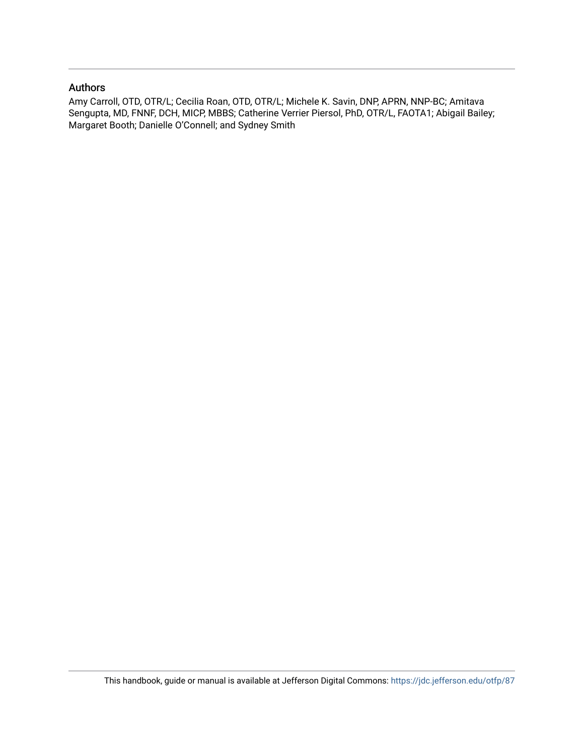## Authors

Amy Carroll, OTD, OTR/L; Cecilia Roan, OTD, OTR/L; Michele K. Savin, DNP, APRN, NNP-BC; Amitava Sengupta, MD, FNNF, DCH, MICP, MBBS; Catherine Verrier Piersol, PhD, OTR/L, FAOTA1; Abigail Bailey; Margaret Booth; Danielle O'Connell; and Sydney Smith

This handbook, guide or manual is available at Jefferson Digital Commons: https://jdc.jefferson.edu/otfp/87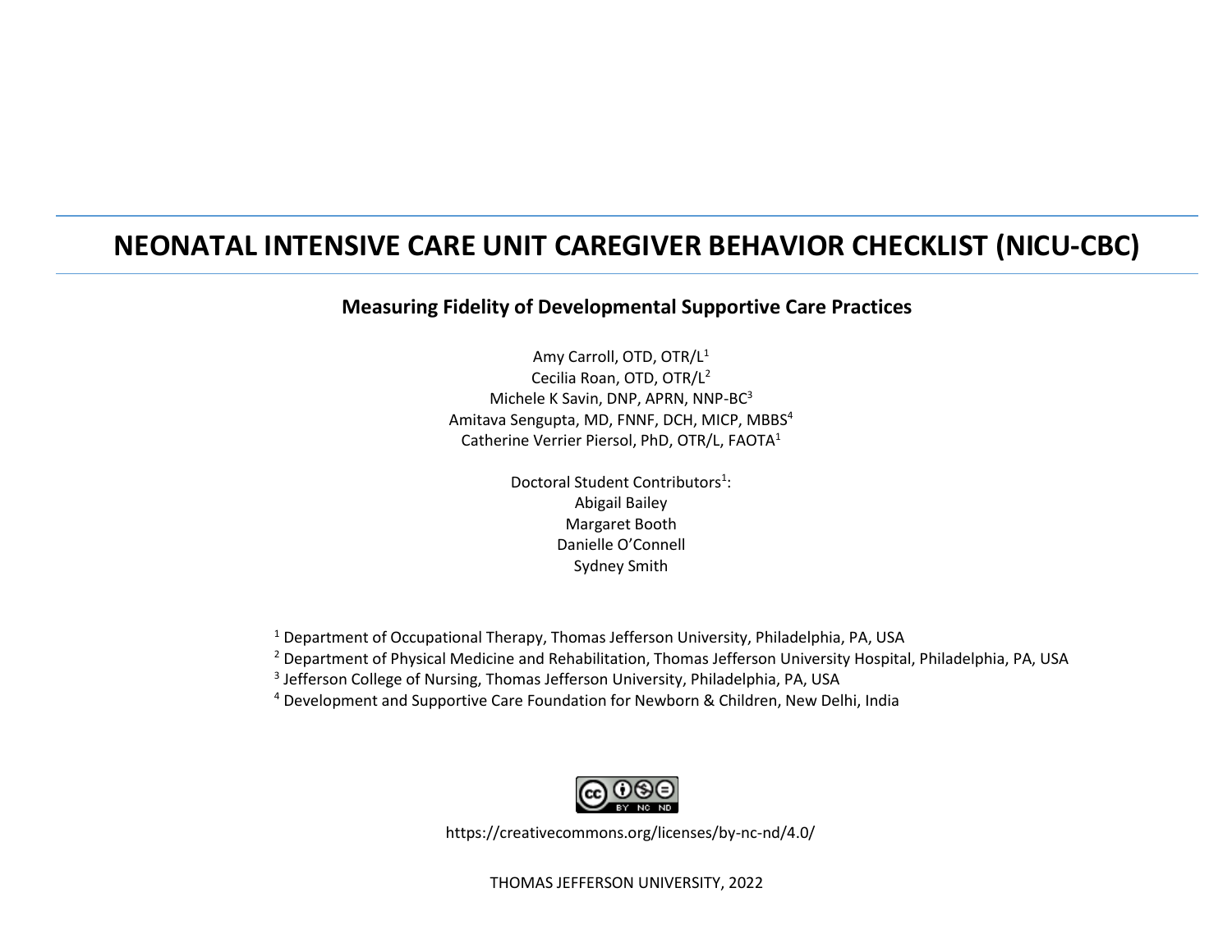# NEONATAL INTENSIVE CARE UNIT CAREGIVER BEHAVIOR CHECKLIST (NICU-CBC)

**Measuring Fidelity of Developmental Supportive Care Practices**

Amy Carroll, OTD, OTR/L[1]
Cecilia Roan, OTD, OTR/L[2]
Michele K Savin, DNP, APRN, NNP-BC[3]
Amitava Sengupta, MD, FNNF, DCH, MICP, MBBS[4]
Catherine Verrier Piersol, PhD, OTR/L, FAOTA[1]

Doctoral Student Contributors[1]:
Abigail Bailey
Margaret Booth
Danielle O'Connell
Sydney Smith

[1] Department of Occupational Therapy, Thomas Jefferson University, Philadelphia, PA, USA
[2] Department of Physical Medicine and Rehabilitation, Thomas Jefferson University Hospital, Philadelphia, PA, USA
[3] Jefferson College of Nursing, Thomas Jefferson University, Philadelphia, PA, USA
[4] Development and Supportive Care Foundation for Newborn & Children, New Delhi, India

https://creativecommons.org/licenses/by-nc-nd/4.0/

THOMAS JEFFERSON UNIVERSITY, 2022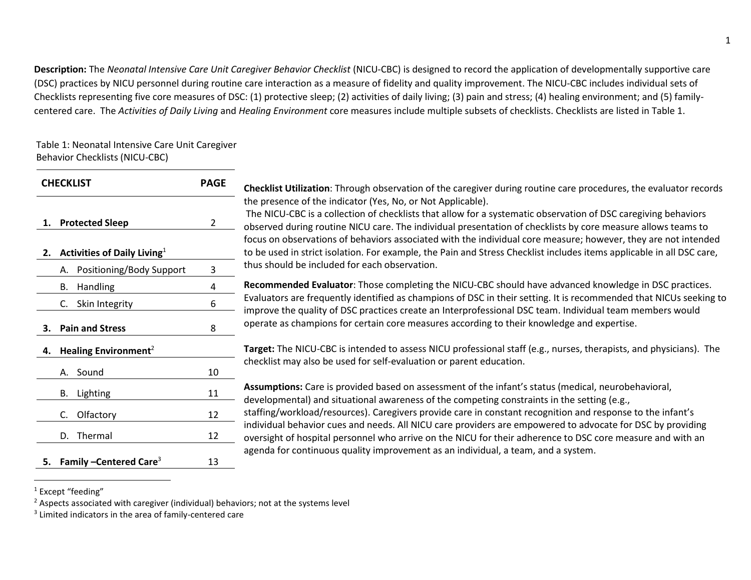**Description:** The *Neonatal Intensive Care Unit Caregiver Behavior Checklist* (NICU-CBC) is designed to record the application of developmentally supportive care (DSC) practices by NICU personnel during routine care interaction as a measure of fidelity and quality improvement. The NICU-CBC includes individual sets of Checklists representing five core measures of DSC: (1) protective sleep; (2) activities of daily living; (3) pain and stress; (4) healing environment; and (5) family-centered care. The *Activities of Daily Living* and *Healing Environment* core measures include multiple subsets of checklists. Checklists are listed in Table 1.

Table 1: Neonatal Intensive Care Unit Caregiver Behavior Checklists (NICU-CBC)

| CHECKLIST | PAGE |
|---|---|
| **1. Protected Sleep** | 2 |
| **2. Activities of Daily Living**[1] | |
| A. Positioning/Body Support | 3 |
| B. Handling | 4 |
| C. Skin Integrity | 6 |
| **3. Pain and Stress** | 8 |
| **4. Healing Environment**[2] | |
| A. Sound | 10 |
| B. Lighting | 11 |
| C. Olfactory | 12 |
| D. Thermal | 12 |
| **5. Family –Centered Care**[3] | 13 |

**Checklist Utilization**: Through observation of the caregiver during routine care procedures, the evaluator records the presence of the indicator (Yes, No, or Not Applicable).

The NICU-CBC is a collection of checklists that allow for a systematic observation of DSC caregiving behaviors observed during routine NICU care. The individual presentation of checklists by core measure allows teams to focus on observations of behaviors associated with the individual core measure; however, they are not intended to be used in strict isolation. For example, the Pain and Stress Checklist includes items applicable in all DSC care, thus should be included for each observation.

**Recommended Evaluator**: Those completing the NICU-CBC should have advanced knowledge in DSC practices. Evaluators are frequently identified as champions of DSC in their setting. It is recommended that NICUs seeking to improve the quality of DSC practices create an Interprofessional DSC team. Individual team members would operate as champions for certain core measures according to their knowledge and expertise.

**Target:** The NICU-CBC is intended to assess NICU professional staff (e.g., nurses, therapists, and physicians). The checklist may also be used for self-evaluation or parent education.

**Assumptions:** Care is provided based on assessment of the infant's status (medical, neurobehavioral, developmental) and situational awareness of the competing constraints in the setting (e.g., staffing/workload/resources). Caregivers provide care in constant recognition and response to the infant's individual behavior cues and needs. All NICU care providers are empowered to advocate for DSC by providing oversight of hospital personnel who arrive on the NICU for their adherence to DSC core measure and with an agenda for continuous quality improvement as an individual, a team, and a system.

---

[1] Except "feeding"

[2] Aspects associated with caregiver (individual) behaviors; not at the systems level

[3] Limited indicators in the area of family-centered care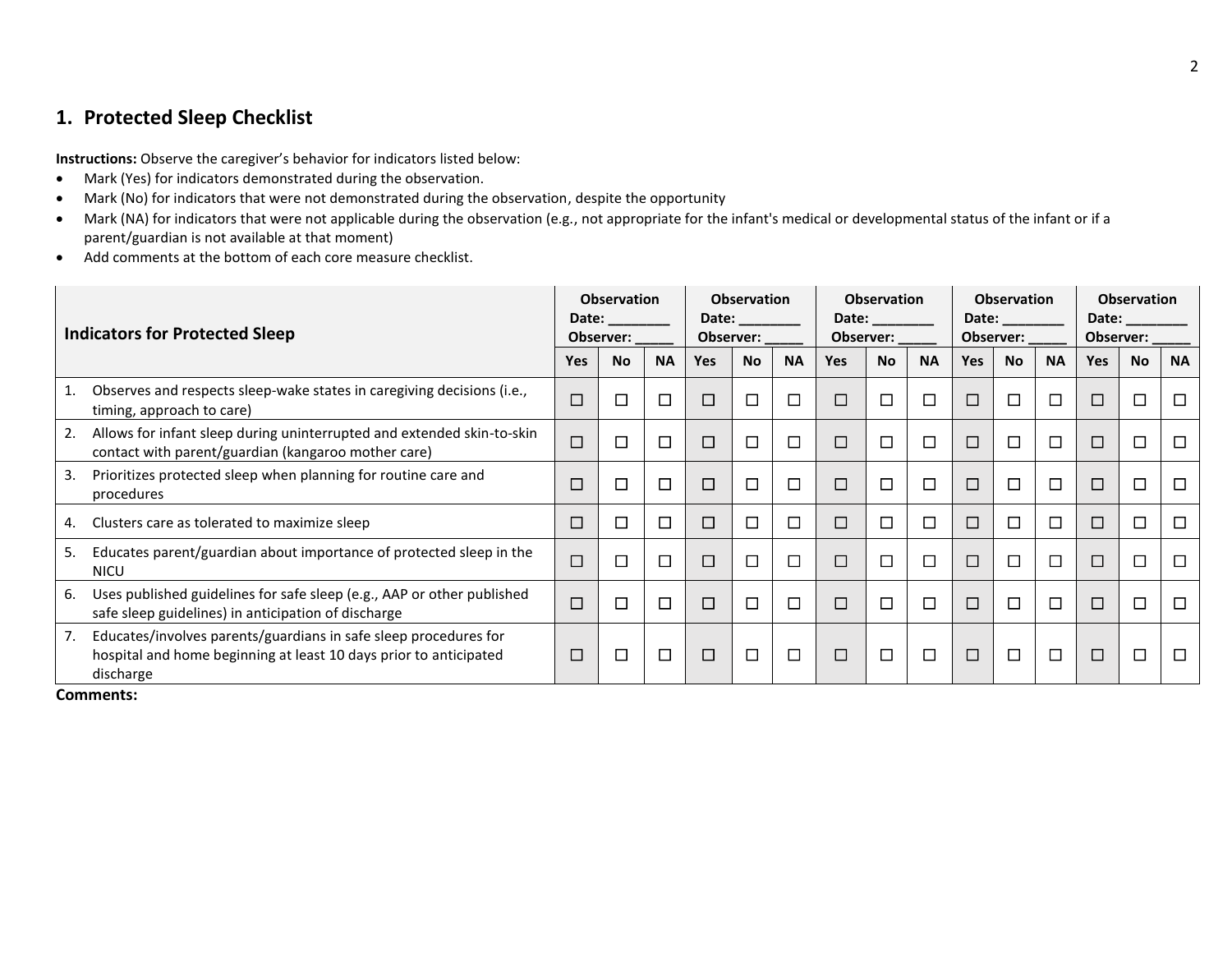## 1. Protected Sleep Checklist

**Instructions:** Observe the caregiver's behavior for indicators listed below:

- Mark (Yes) for indicators demonstrated during the observation.
- Mark (No) for indicators that were not demonstrated during the observation, despite the opportunity
- Mark (NA) for indicators that were not applicable during the observation (e.g., not appropriate for the infant's medical or developmental status of the infant or if a parent/guardian is not available at that moment)
- Add comments at the bottom of each core measure checklist.

| **Indicators for Protected Sleep** | **Observation Date: ________ Observer: _____** | | | **Observation Date: ________ Observer: _____** | | | **Observation Date: ________ Observer: _____** | | | **Observation Date: ________ Observer: _____** | | | **Observation Date: ________ Observer: _____** | | |
|---|---|---|---|---|---|---|---|---|---|---|---|---|---|---|---|
| | **Yes** | **No** | **NA** | **Yes** | **No** | **NA** | **Yes** | **No** | **NA** | **Yes** | **No** | **NA** | **Yes** | **No** | **NA** |
| 1. Observes and respects sleep-wake states in caregiving decisions (i.e., timing, approach to care) | ☐ | ☐ | ☐ | ☐ | ☐ | ☐ | ☐ | ☐ | ☐ | ☐ | ☐ | ☐ | ☐ | ☐ | ☐ |
| 2. Allows for infant sleep during uninterrupted and extended skin-to-skin contact with parent/guardian (kangaroo mother care) | ☐ | ☐ | ☐ | ☐ | ☐ | ☐ | ☐ | ☐ | ☐ | ☐ | ☐ | ☐ | ☐ | ☐ | ☐ |
| 3. Prioritizes protected sleep when planning for routine care and procedures | ☐ | ☐ | ☐ | ☐ | ☐ | ☐ | ☐ | ☐ | ☐ | ☐ | ☐ | ☐ | ☐ | ☐ | ☐ |
| 4. Clusters care as tolerated to maximize sleep | ☐ | ☐ | ☐ | ☐ | ☐ | ☐ | ☐ | ☐ | ☐ | ☐ | ☐ | ☐ | ☐ | ☐ | ☐ |
| 5. Educates parent/guardian about importance of protected sleep in the NICU | ☐ | ☐ | ☐ | ☐ | ☐ | ☐ | ☐ | ☐ | ☐ | ☐ | ☐ | ☐ | ☐ | ☐ | ☐ |
| 6. Uses published guidelines for safe sleep (e.g., AAP or other published safe sleep guidelines) in anticipation of discharge | ☐ | ☐ | ☐ | ☐ | ☐ | ☐ | ☐ | ☐ | ☐ | ☐ | ☐ | ☐ | ☐ | ☐ | ☐ |
| 7. Educates/involves parents/guardians in safe sleep procedures for hospital and home beginning at least 10 days prior to anticipated discharge | ☐ | ☐ | ☐ | ☐ | ☐ | ☐ | ☐ | ☐ | ☐ | ☐ | ☐ | ☐ | ☐ | ☐ | ☐ |

**Comments:**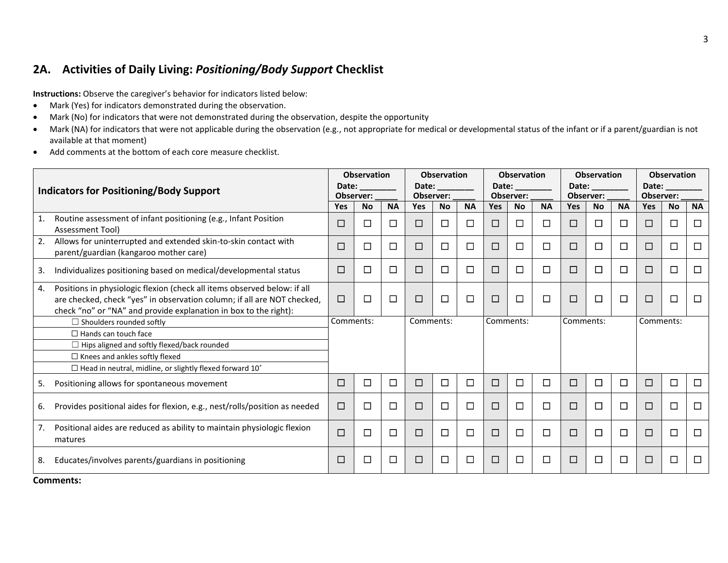## 2A. Activities of Daily Living: *Positioning/Body Support* Checklist

**Instructions:** Observe the caregiver's behavior for indicators listed below:

- Mark (Yes) for indicators demonstrated during the observation.
- Mark (No) for indicators that were not demonstrated during the observation, despite the opportunity
- Mark (NA) for indicators that were not applicable during the observation (e.g., not appropriate for medical or developmental status of the infant or if a parent/guardian is not available at that moment)
- Add comments at the bottom of each core measure checklist.

| Indicators for Positioning/Body Support | Observation Date: ________ Observer: _____ | | | Observation Date: ________ Observer: _____ | | | Observation Date: ________ Observer: _____ | | | Observation Date: ________ Observer: _____ | | | Observation Date: ________ Observer: _____ | | |
|---|---|---|---|---|---|---|---|---|---|---|---|---|---|---|---|
| | **Yes** | **No** | **NA** | **Yes** | **No** | **NA** | **Yes** | **No** | **NA** | **Yes** | **No** | **NA** | **Yes** | **No** | **NA** |
| 1. Routine assessment of infant positioning (e.g., Infant Position Assessment Tool) | ☐ | ☐ | ☐ | ☐ | ☐ | ☐ | ☐ | ☐ | ☐ | ☐ | ☐ | ☐ | ☐ | ☐ | ☐ |
| 2. Allows for uninterrupted and extended skin-to-skin contact with parent/guardian (kangaroo mother care) | ☐ | ☐ | ☐ | ☐ | ☐ | ☐ | ☐ | ☐ | ☐ | ☐ | ☐ | ☐ | ☐ | ☐ | ☐ |
| 3. Individualizes positioning based on medical/developmental status | ☐ | ☐ | ☐ | ☐ | ☐ | ☐ | ☐ | ☐ | ☐ | ☐ | ☐ | ☐ | ☐ | ☐ | ☐ |
| 4. Positions in physiologic flexion (check all items observed below: if all are checked, check "yes" in observation column; if all are NOT checked, check "no" or "NA" and provide explanation in box to the right): | ☐ | ☐ | ☐ | ☐ | ☐ | ☐ | ☐ | ☐ | ☐ | ☐ | ☐ | ☐ | ☐ | ☐ | ☐ |
| ☐ Shoulders rounded softly<br>☐ Hands can touch face<br>☐ Hips aligned and softly flexed/back rounded<br>☐ Knees and ankles softly flexed<br>☐ Head in neutral, midline, or slightly flexed forward 10˚ | Comments: | | | Comments: | | | Comments: | | | Comments: | | | Comments: | | |
| 5. Positioning allows for spontaneous movement | ☐ | ☐ | ☐ | ☐ | ☐ | ☐ | ☐ | ☐ | ☐ | ☐ | ☐ | ☐ | ☐ | ☐ | ☐ |
| 6. Provides positional aides for flexion, e.g., nest/rolls/position as needed | ☐ | ☐ | ☐ | ☐ | ☐ | ☐ | ☐ | ☐ | ☐ | ☐ | ☐ | ☐ | ☐ | ☐ | ☐ |
| 7. Positional aides are reduced as ability to maintain physiologic flexion matures | ☐ | ☐ | ☐ | ☐ | ☐ | ☐ | ☐ | ☐ | ☐ | ☐ | ☐ | ☐ | ☐ | ☐ | ☐ |
| 8. Educates/involves parents/guardians in positioning | ☐ | ☐ | ☐ | ☐ | ☐ | ☐ | ☐ | ☐ | ☐ | ☐ | ☐ | ☐ | ☐ | ☐ | ☐ |

**Comments:**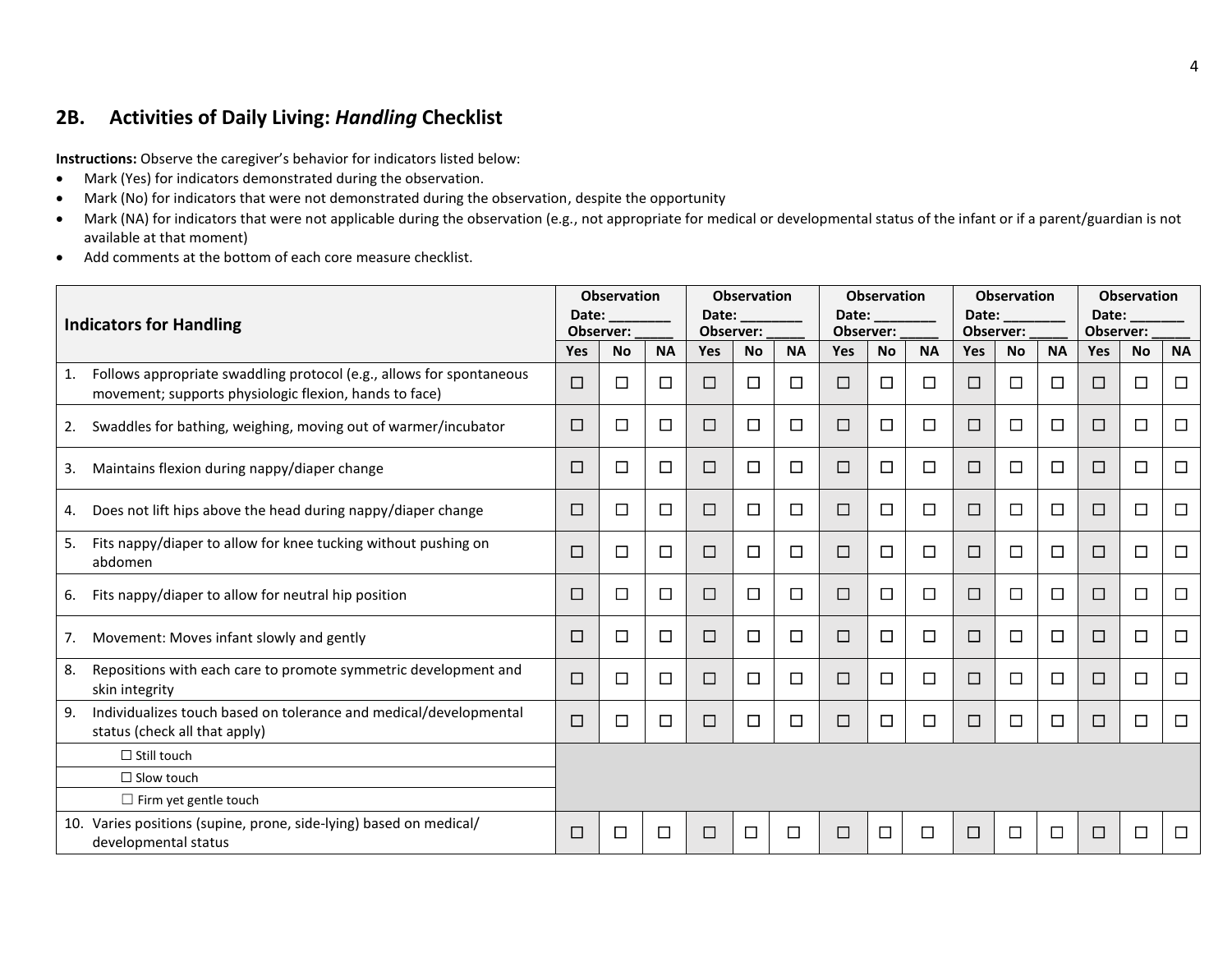## 2B. Activities of Daily Living: *Handling* Checklist

**Instructions:** Observe the caregiver's behavior for indicators listed below:

- Mark (Yes) for indicators demonstrated during the observation.
- Mark (No) for indicators that were not demonstrated during the observation, despite the opportunity
- Mark (NA) for indicators that were not applicable during the observation (e.g., not appropriate for medical or developmental status of the infant or if a parent/guardian is not available at that moment)
- Add comments at the bottom of each core measure checklist.

| **Indicators for Handling** | **Observation Date: ________ Observer: _____** | | | **Observation Date: ________ Observer: _____** | | | **Observation Date: ________ Observer: _____** | | | **Observation Date: ________ Observer: _____** | | | **Observation Date: _______ Observer: _____** | | |
|---|---|---|---|---|---|---|---|---|---|---|---|---|---|---|---|
| | **Yes** | **No** | **NA** | **Yes** | **No** | **NA** | **Yes** | **No** | **NA** | **Yes** | **No** | **NA** | **Yes** | **No** | **NA** |
| 1. Follows appropriate swaddling protocol (e.g., allows for spontaneous movement; supports physiologic flexion, hands to face) | ☐ | ☐ | ☐ | ☐ | ☐ | ☐ | ☐ | ☐ | ☐ | ☐ | ☐ | ☐ | ☐ | ☐ | ☐ |
| 2. Swaddles for bathing, weighing, moving out of warmer/incubator | ☐ | ☐ | ☐ | ☐ | ☐ | ☐ | ☐ | ☐ | ☐ | ☐ | ☐ | ☐ | ☐ | ☐ | ☐ |
| 3. Maintains flexion during nappy/diaper change | ☐ | ☐ | ☐ | ☐ | ☐ | ☐ | ☐ | ☐ | ☐ | ☐ | ☐ | ☐ | ☐ | ☐ | ☐ |
| 4. Does not lift hips above the head during nappy/diaper change | ☐ | ☐ | ☐ | ☐ | ☐ | ☐ | ☐ | ☐ | ☐ | ☐ | ☐ | ☐ | ☐ | ☐ | ☐ |
| 5. Fits nappy/diaper to allow for knee tucking without pushing on abdomen | ☐ | ☐ | ☐ | ☐ | ☐ | ☐ | ☐ | ☐ | ☐ | ☐ | ☐ | ☐ | ☐ | ☐ | ☐ |
| 6. Fits nappy/diaper to allow for neutral hip position | ☐ | ☐ | ☐ | ☐ | ☐ | ☐ | ☐ | ☐ | ☐ | ☐ | ☐ | ☐ | ☐ | ☐ | ☐ |
| 7. Movement: Moves infant slowly and gently | ☐ | ☐ | ☐ | ☐ | ☐ | ☐ | ☐ | ☐ | ☐ | ☐ | ☐ | ☐ | ☐ | ☐ | ☐ |
| 8. Repositions with each care to promote symmetric development and skin integrity | ☐ | ☐ | ☐ | ☐ | ☐ | ☐ | ☐ | ☐ | ☐ | ☐ | ☐ | ☐ | ☐ | ☐ | ☐ |
| 9. Individualizes touch based on tolerance and medical/developmental status (check all that apply) | ☐ | ☐ | ☐ | ☐ | ☐ | ☐ | ☐ | ☐ | ☐ | ☐ | ☐ | ☐ | ☐ | ☐ | ☐ |
| ☐ Still touch | | | | | | | | | | | | | | | |
| ☐ Slow touch | | | | | | | | | | | | | | | |
| ☐ Firm yet gentle touch | | | | | | | | | | | | | | | |
| 10. Varies positions (supine, prone, side-lying) based on medical/ developmental status | ☐ | ☐ | ☐ | ☐ | ☐ | ☐ | ☐ | ☐ | ☐ | ☐ | ☐ | ☐ | ☐ | ☐ | ☐ |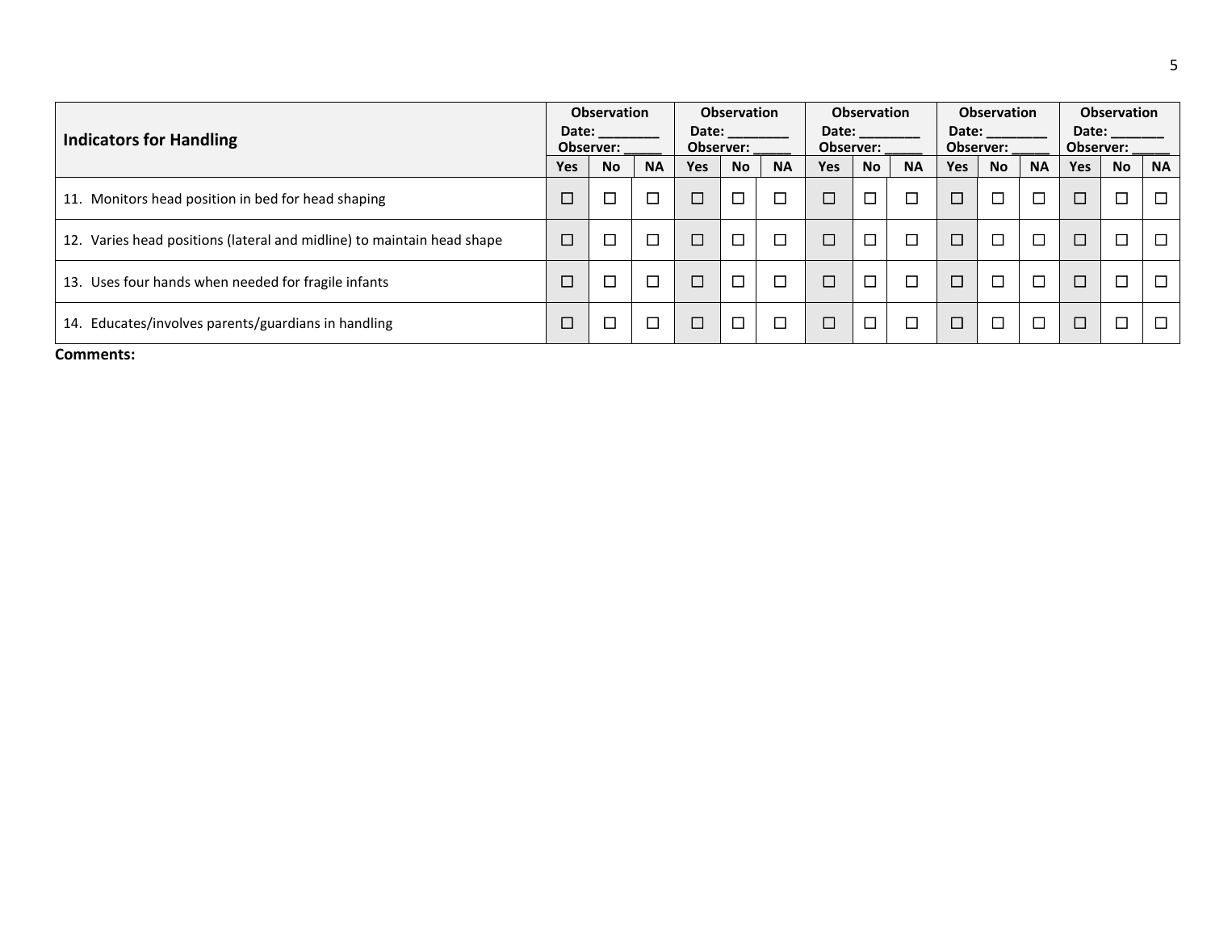| Indicators for Handling | Observation Date: ________ Observer: _____ | | | Observation Date: ________ Observer: _____ | | | Observation Date: ________ Observer: _____ | | | Observation Date: ________ Observer: _____ | | | Observation Date: _______ Observer: _____ | | |
|---|---|---|---|---|---|---|---|---|---|---|---|---|---|---|---|
| | Yes | No | NA | Yes | No | NA | Yes | No | NA | Yes | No | NA | Yes | No | NA |
| 11. Monitors head position in bed for head shaping | ☐ | ☐ | ☐ | ☐ | ☐ | ☐ | ☐ | ☐ | ☐ | ☐ | ☐ | ☐ | ☐ | ☐ | ☐ |
| 12. Varies head positions (lateral and midline) to maintain head shape | ☐ | ☐ | ☐ | ☐ | ☐ | ☐ | ☐ | ☐ | ☐ | ☐ | ☐ | ☐ | ☐ | ☐ | ☐ |
| 13. Uses four hands when needed for fragile infants | ☐ | ☐ | ☐ | ☐ | ☐ | ☐ | ☐ | ☐ | ☐ | ☐ | ☐ | ☐ | ☐ | ☐ | ☐ |
| 14. Educates/involves parents/guardians in handling | ☐ | ☐ | ☐ | ☐ | ☐ | ☐ | ☐ | ☐ | ☐ | ☐ | ☐ | ☐ | ☐ | ☐ | ☐ |

**Comments:**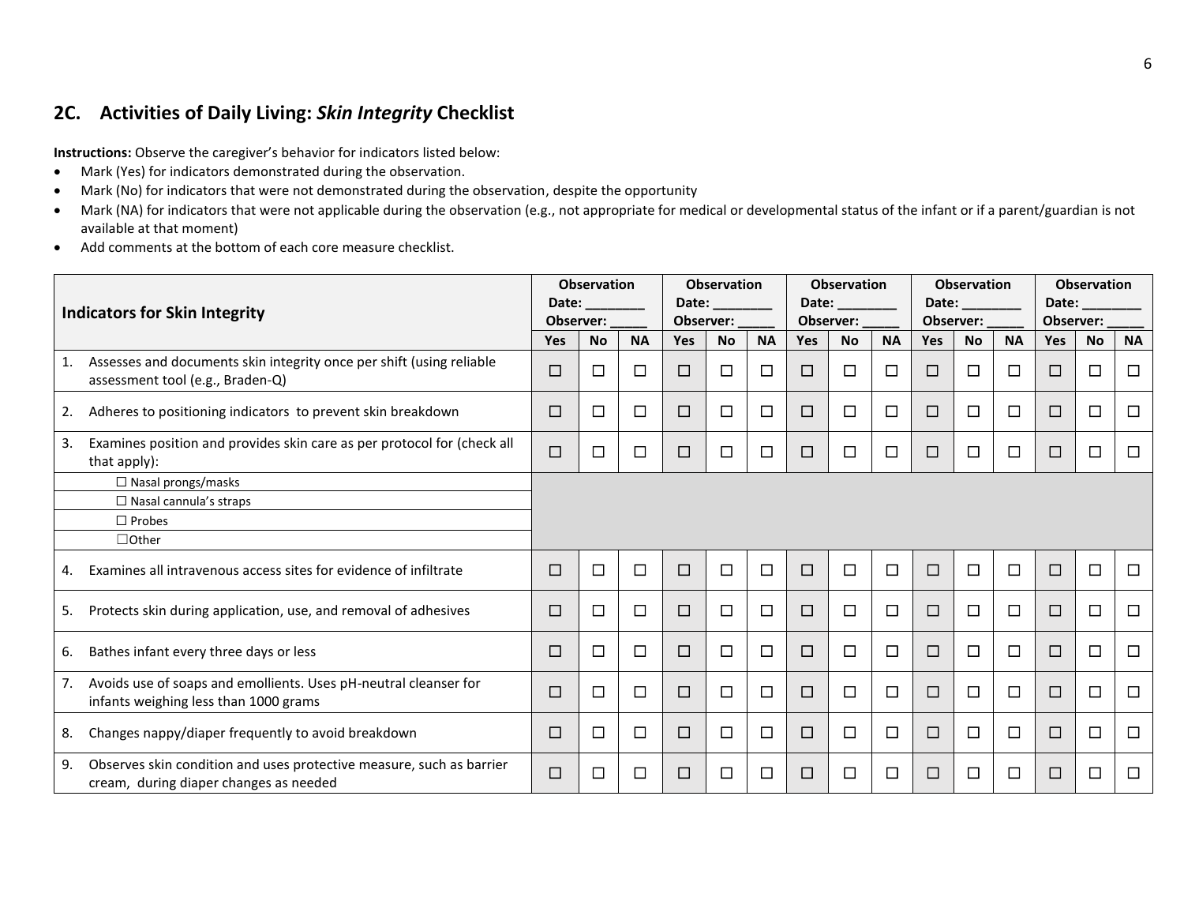## 2C. Activities of Daily Living: *Skin Integrity* Checklist

**Instructions:** Observe the caregiver's behavior for indicators listed below:

- Mark (Yes) for indicators demonstrated during the observation.
- Mark (No) for indicators that were not demonstrated during the observation, despite the opportunity
- Mark (NA) for indicators that were not applicable during the observation (e.g., not appropriate for medical or developmental status of the infant or if a parent/guardian is not available at that moment)
- Add comments at the bottom of each core measure checklist.

| Indicators for Skin Integrity | Observation Date: ________ Observer: _____ | | | Observation Date: ________ Observer: _____ | | | Observation Date: ________ Observer: _____ | | | Observation Date: ________ Observer: _____ | | | Observation Date: ________ Observer: _____ | | |
|---|---|---|---|---|---|---|---|---|---|---|---|---|---|---|---|
| | Yes | No | NA | Yes | No | NA | Yes | No | NA | Yes | No | NA | Yes | No | NA |
| 1. Assesses and documents skin integrity once per shift (using reliable assessment tool (e.g., Braden-Q) | ☐ | ☐ | ☐ | ☐ | ☐ | ☐ | ☐ | ☐ | ☐ | ☐ | ☐ | ☐ | ☐ | ☐ | ☐ |
| 2. Adheres to positioning indicators to prevent skin breakdown | ☐ | ☐ | ☐ | ☐ | ☐ | ☐ | ☐ | ☐ | ☐ | ☐ | ☐ | ☐ | ☐ | ☐ | ☐ |
| 3. Examines position and provides skin care as per protocol for (check all that apply): | ☐ | ☐ | ☐ | ☐ | ☐ | ☐ | ☐ | ☐ | ☐ | ☐ | ☐ | ☐ | ☐ | ☐ | ☐ |
| ☐ Nasal prongs/masks | | | | | | | | | | | | | | | |
| ☐ Nasal cannula's straps | | | | | | | | | | | | | | | |
| ☐ Probes | | | | | | | | | | | | | | | |
| ☐Other | | | | | | | | | | | | | | | |
| 4. Examines all intravenous access sites for evidence of infiltrate | ☐ | ☐ | ☐ | ☐ | ☐ | ☐ | ☐ | ☐ | ☐ | ☐ | ☐ | ☐ | ☐ | ☐ | ☐ |
| 5. Protects skin during application, use, and removal of adhesives | ☐ | ☐ | ☐ | ☐ | ☐ | ☐ | ☐ | ☐ | ☐ | ☐ | ☐ | ☐ | ☐ | ☐ | ☐ |
| 6. Bathes infant every three days or less | ☐ | ☐ | ☐ | ☐ | ☐ | ☐ | ☐ | ☐ | ☐ | ☐ | ☐ | ☐ | ☐ | ☐ | ☐ |
| 7. Avoids use of soaps and emollients. Uses pH-neutral cleanser for infants weighing less than 1000 grams | ☐ | ☐ | ☐ | ☐ | ☐ | ☐ | ☐ | ☐ | ☐ | ☐ | ☐ | ☐ | ☐ | ☐ | ☐ |
| 8. Changes nappy/diaper frequently to avoid breakdown | ☐ | ☐ | ☐ | ☐ | ☐ | ☐ | ☐ | ☐ | ☐ | ☐ | ☐ | ☐ | ☐ | ☐ | ☐ |
| 9. Observes skin condition and uses protective measure, such as barrier cream, during diaper changes as needed | ☐ | ☐ | ☐ | ☐ | ☐ | ☐ | ☐ | ☐ | ☐ | ☐ | ☐ | ☐ | ☐ | ☐ | ☐ |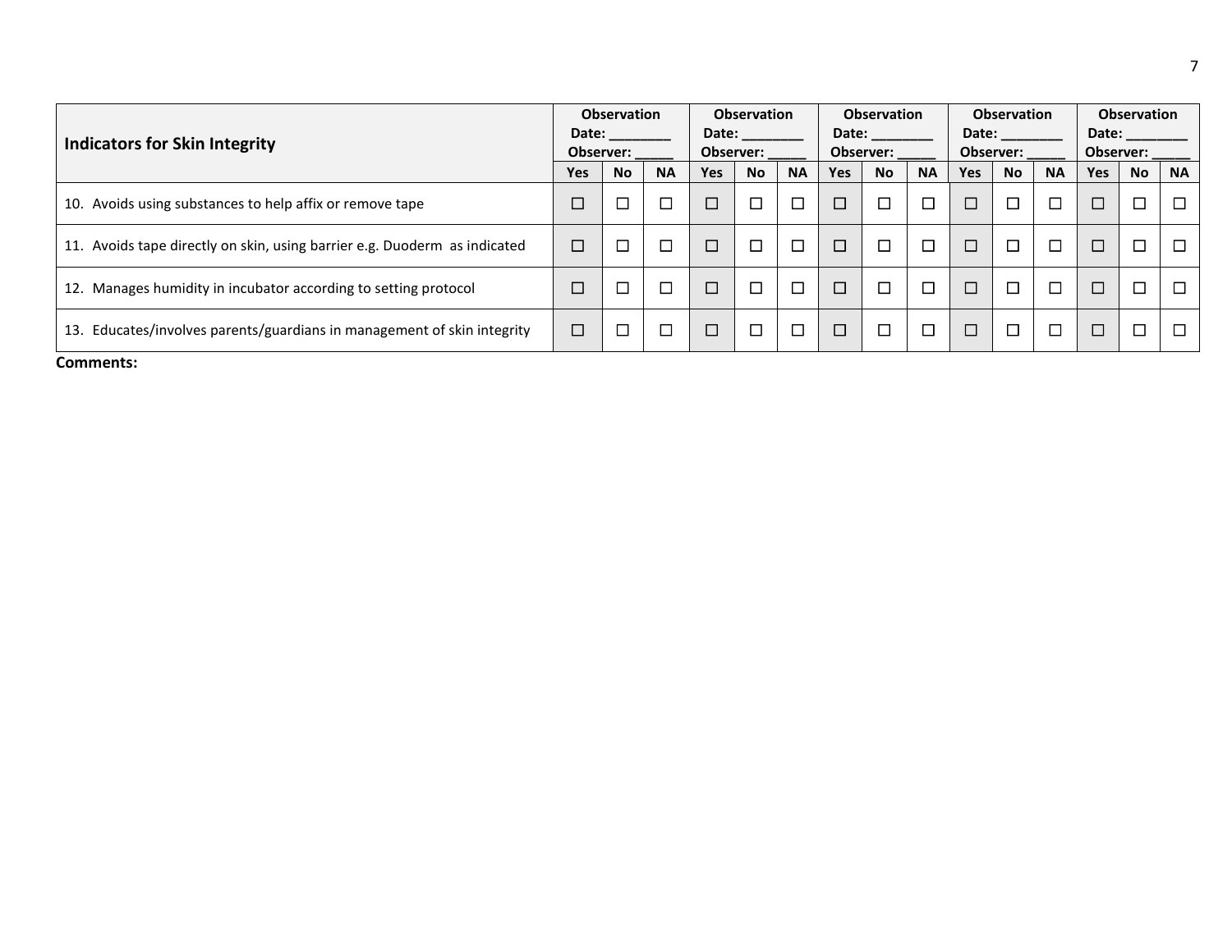| Indicators for Skin Integrity | Observation Date: ________ Observer: _____ | | | Observation Date: ________ Observer: _____ | | | Observation Date: ________ Observer: _____ | | | Observation Date: ________ Observer: _____ | | | Observation Date: ________ Observer: _____ | | |
|---|---|---|---|---|---|---|---|---|---|---|---|---|---|---|---|
| | Yes | No | NA | Yes | No | NA | Yes | No | NA | Yes | No | NA | Yes | No | NA |
| 10. Avoids using substances to help affix or remove tape | ☐ | ☐ | ☐ | ☐ | ☐ | ☐ | ☐ | ☐ | ☐ | ☐ | ☐ | ☐ | ☐ | ☐ | ☐ |
| 11. Avoids tape directly on skin, using barrier e.g. Duoderm as indicated | ☐ | ☐ | ☐ | ☐ | ☐ | ☐ | ☐ | ☐ | ☐ | ☐ | ☐ | ☐ | ☐ | ☐ | ☐ |
| 12. Manages humidity in incubator according to setting protocol | ☐ | ☐ | ☐ | ☐ | ☐ | ☐ | ☐ | ☐ | ☐ | ☐ | ☐ | ☐ | ☐ | ☐ | ☐ |
| 13. Educates/involves parents/guardians in management of skin integrity | ☐ | ☐ | ☐ | ☐ | ☐ | ☐ | ☐ | ☐ | ☐ | ☐ | ☐ | ☐ | ☐ | ☐ | ☐ |

**Comments:**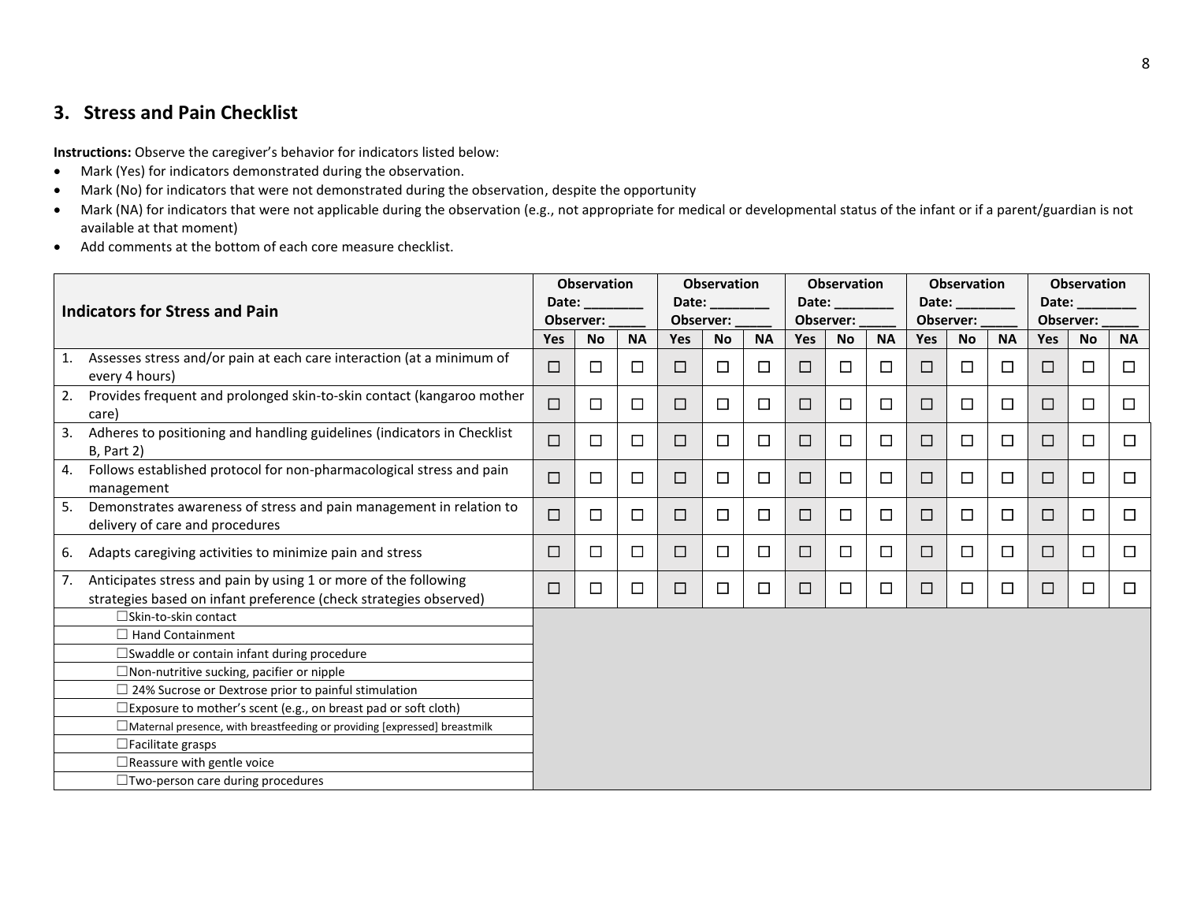## 3. Stress and Pain Checklist

**Instructions:** Observe the caregiver's behavior for indicators listed below:

- Mark (Yes) for indicators demonstrated during the observation.
- Mark (No) for indicators that were not demonstrated during the observation, despite the opportunity
- Mark (NA) for indicators that were not applicable during the observation (e.g., not appropriate for medical or developmental status of the infant or if a parent/guardian is not available at that moment)
- Add comments at the bottom of each core measure checklist.

| **Indicators for Stress and Pain** | **Observation Date: ________ Observer: _____** | | | **Observation Date: ________ Observer: _____** | | | **Observation Date: ________ Observer: _____** | | | **Observation Date: ________ Observer: _____** | | | **Observation Date: ________ Observer: _____** | | |
|---|---|---|---|---|---|---|---|---|---|---|---|---|---|---|---|
| | **Yes** | **No** | **NA** | **Yes** | **No** | **NA** | **Yes** | **No** | **NA** | **Yes** | **No** | **NA** | **Yes** | **No** | **NA** |
| 1. Assesses stress and/or pain at each care interaction (at a minimum of every 4 hours) | ☐ | ☐ | ☐ | ☐ | ☐ | ☐ | ☐ | ☐ | ☐ | ☐ | ☐ | ☐ | ☐ | ☐ | ☐ |
| 2. Provides frequent and prolonged skin-to-skin contact (kangaroo mother care) | ☐ | ☐ | ☐ | ☐ | ☐ | ☐ | ☐ | ☐ | ☐ | ☐ | ☐ | ☐ | ☐ | ☐ | ☐ |
| 3. Adheres to positioning and handling guidelines (indicators in Checklist B, Part 2) | ☐ | ☐ | ☐ | ☐ | ☐ | ☐ | ☐ | ☐ | ☐ | ☐ | ☐ | ☐ | ☐ | ☐ | ☐ |
| 4. Follows established protocol for non-pharmacological stress and pain management | ☐ | ☐ | ☐ | ☐ | ☐ | ☐ | ☐ | ☐ | ☐ | ☐ | ☐ | ☐ | ☐ | ☐ | ☐ |
| 5. Demonstrates awareness of stress and pain management in relation to delivery of care and procedures | ☐ | ☐ | ☐ | ☐ | ☐ | ☐ | ☐ | ☐ | ☐ | ☐ | ☐ | ☐ | ☐ | ☐ | ☐ |
| 6. Adapts caregiving activities to minimize pain and stress | ☐ | ☐ | ☐ | ☐ | ☐ | ☐ | ☐ | ☐ | ☐ | ☐ | ☐ | ☐ | ☐ | ☐ | ☐ |
| 7. Anticipates stress and pain by using 1 or more of the following strategies based on infant preference (check strategies observed) | ☐ | ☐ | ☐ | ☐ | ☐ | ☐ | ☐ | ☐ | ☐ | ☐ | ☐ | ☐ | ☐ | ☐ | ☐ |
| ☐ Skin-to-skin contact | | | | | | | | | | | | | | | |
| ☐ Hand Containment | | | | | | | | | | | | | | | |
| ☐ Swaddle or contain infant during procedure | | | | | | | | | | | | | | | |
| ☐ Non-nutritive sucking, pacifier or nipple | | | | | | | | | | | | | | | |
| ☐ 24% Sucrose or Dextrose prior to painful stimulation | | | | | | | | | | | | | | | |
| ☐ Exposure to mother's scent (e.g., on breast pad or soft cloth) | | | | | | | | | | | | | | | |
| ☐ Maternal presence, with breastfeeding or providing [expressed] breastmilk | | | | | | | | | | | | | | | |
| ☐ Facilitate grasps | | | | | | | | | | | | | | | |
| ☐ Reassure with gentle voice | | | | | | | | | | | | | | | |
| ☐ Two-person care during procedures | | | | | | | | | | | | | | | |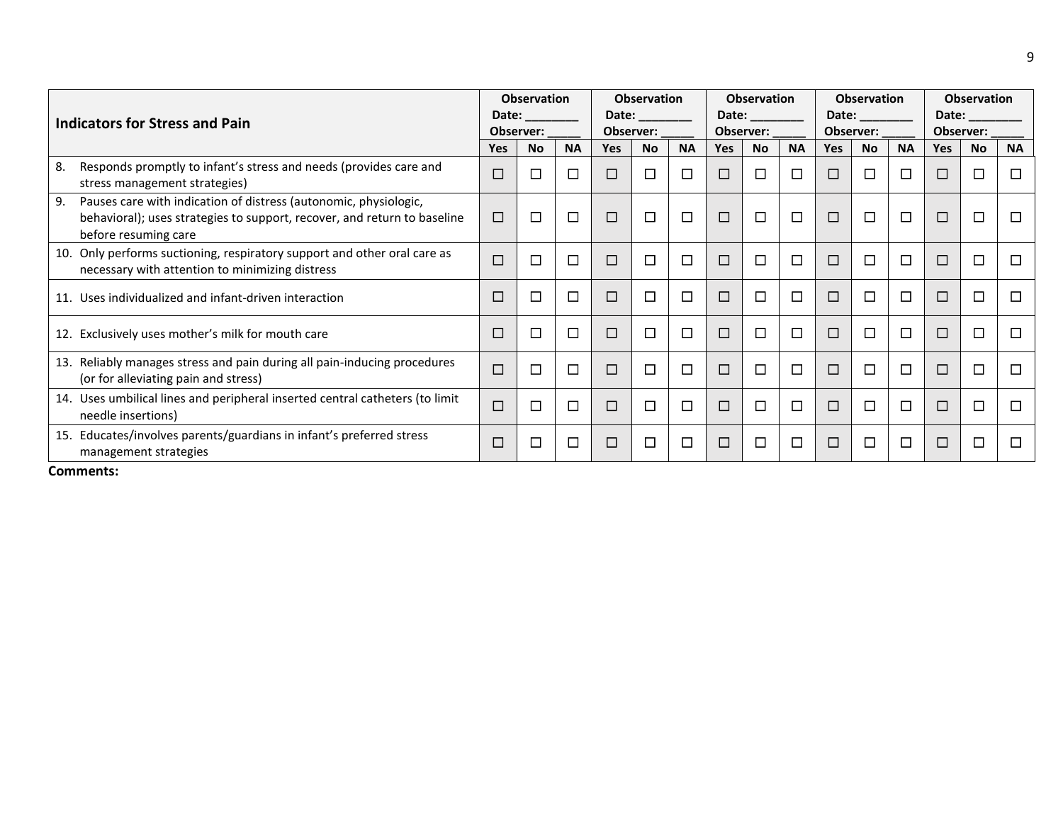| Indicators for Stress and Pain | Observation Date: ________ Observer: _____ | | | Observation Date: ________ Observer: _____ | | | Observation Date: ________ Observer: _____ | | | Observation Date: ________ Observer: _____ | | | Observation Date: ________ Observer: _____ | | |
|---|---|---|---|---|---|---|---|---|---|---|---|---|---|---|---|
| | Yes | No | NA | Yes | No | NA | Yes | No | NA | Yes | No | NA | Yes | No | NA |
| 8. Responds promptly to infant's stress and needs (provides care and stress management strategies) | ☐ | ☐ | ☐ | ☐ | ☐ | ☐ | ☐ | ☐ | ☐ | ☐ | ☐ | ☐ | ☐ | ☐ | ☐ |
| 9. Pauses care with indication of distress (autonomic, physiologic, behavioral); uses strategies to support, recover, and return to baseline before resuming care | ☐ | ☐ | ☐ | ☐ | ☐ | ☐ | ☐ | ☐ | ☐ | ☐ | ☐ | ☐ | ☐ | ☐ | ☐ |
| 10. Only performs suctioning, respiratory support and other oral care as necessary with attention to minimizing distress | ☐ | ☐ | ☐ | ☐ | ☐ | ☐ | ☐ | ☐ | ☐ | ☐ | ☐ | ☐ | ☐ | ☐ | ☐ |
| 11. Uses individualized and infant-driven interaction | ☐ | ☐ | ☐ | ☐ | ☐ | ☐ | ☐ | ☐ | ☐ | ☐ | ☐ | ☐ | ☐ | ☐ | ☐ |
| 12. Exclusively uses mother's milk for mouth care | ☐ | ☐ | ☐ | ☐ | ☐ | ☐ | ☐ | ☐ | ☐ | ☐ | ☐ | ☐ | ☐ | ☐ | ☐ |
| 13. Reliably manages stress and pain during all pain-inducing procedures (or for alleviating pain and stress) | ☐ | ☐ | ☐ | ☐ | ☐ | ☐ | ☐ | ☐ | ☐ | ☐ | ☐ | ☐ | ☐ | ☐ | ☐ |
| 14. Uses umbilical lines and peripheral inserted central catheters (to limit needle insertions) | ☐ | ☐ | ☐ | ☐ | ☐ | ☐ | ☐ | ☐ | ☐ | ☐ | ☐ | ☐ | ☐ | ☐ | ☐ |
| 15. Educates/involves parents/guardians in infant's preferred stress management strategies | ☐ | ☐ | ☐ | ☐ | ☐ | ☐ | ☐ | ☐ | ☐ | ☐ | ☐ | ☐ | ☐ | ☐ | ☐ |

**Comments:**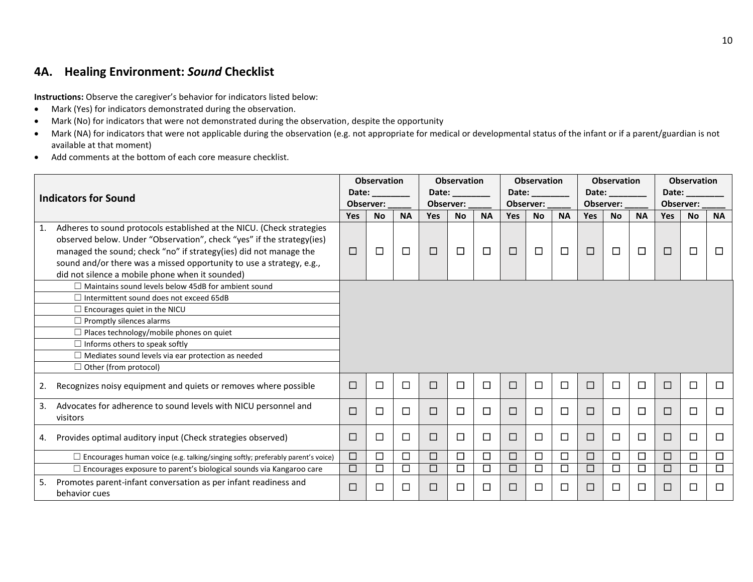## 4A. Healing Environment: *Sound* Checklist

**Instructions:** Observe the caregiver's behavior for indicators listed below:

- Mark (Yes) for indicators demonstrated during the observation.
- Mark (No) for indicators that were not demonstrated during the observation, despite the opportunity
- Mark (NA) for indicators that were not applicable during the observation (e.g. not appropriate for medical or developmental status of the infant or if a parent/guardian is not available at that moment)
- Add comments at the bottom of each core measure checklist.

| Indicators for Sound | Observation Date: ________ Observer: _____ | | | Observation Date: ________ Observer: _____ | | | Observation Date: ________ Observer: _____ | | | Observation Date: ________ Observer: _____ | | | Observation Date: ________ Observer: _____ | | |
|---|---|---|---|---|---|---|---|---|---|---|---|---|---|---|---|
| | Yes | No | NA | Yes | No | NA | Yes | No | NA | Yes | No | NA | Yes | No | NA |
| 1. Adheres to sound protocols established at the NICU. (Check strategies observed below. Under "Observation", check "yes" if the strategy(ies) managed the sound; check "no" if strategy(ies) did not manage the sound and/or there was a missed opportunity to use a strategy, e.g., did not silence a mobile phone when it sounded) | ☐ | ☐ | ☐ | ☐ | ☐ | ☐ | ☐ | ☐ | ☐ | ☐ | ☐ | ☐ | ☐ | ☐ | ☐ |
| ☐ Maintains sound levels below 45dB for ambient sound | | | | | | | | | | | | | | | |
| ☐ Intermittent sound does not exceed 65dB | | | | | | | | | | | | | | | |
| ☐ Encourages quiet in the NICU | | | | | | | | | | | | | | | |
| ☐ Promptly silences alarms | | | | | | | | | | | | | | | |
| ☐ Places technology/mobile phones on quiet | | | | | | | | | | | | | | | |
| ☐ Informs others to speak softly | | | | | | | | | | | | | | | |
| ☐ Mediates sound levels via ear protection as needed | | | | | | | | | | | | | | | |
| ☐ Other (from protocol) | | | | | | | | | | | | | | | |
| 2. Recognizes noisy equipment and quiets or removes where possible | ☐ | ☐ | ☐ | ☐ | ☐ | ☐ | ☐ | ☐ | ☐ | ☐ | ☐ | ☐ | ☐ | ☐ | ☐ |
| 3. Advocates for adherence to sound levels with NICU personnel and visitors | ☐ | ☐ | ☐ | ☐ | ☐ | ☐ | ☐ | ☐ | ☐ | ☐ | ☐ | ☐ | ☐ | ☐ | ☐ |
| 4. Provides optimal auditory input (Check strategies observed) | ☐ | ☐ | ☐ | ☐ | ☐ | ☐ | ☐ | ☐ | ☐ | ☐ | ☐ | ☐ | ☐ | ☐ | ☐ |
| ☐ Encourages human voice (e.g. talking/singing softly; preferably parent's voice) | ☐ | ☐ | ☐ | ☐ | ☐ | ☐ | ☐ | ☐ | ☐ | ☐ | ☐ | ☐ | ☐ | ☐ | ☐ |
| ☐ Encourages exposure to parent's biological sounds via Kangaroo care | ☐ | ☐ | ☐ | ☐ | ☐ | ☐ | ☐ | ☐ | ☐ | ☐ | ☐ | ☐ | ☐ | ☐ | ☐ |
| 5. Promotes parent-infant conversation as per infant readiness and behavior cues | ☐ | ☐ | ☐ | ☐ | ☐ | ☐ | ☐ | ☐ | ☐ | ☐ | ☐ | ☐ | ☐ | ☐ | ☐ |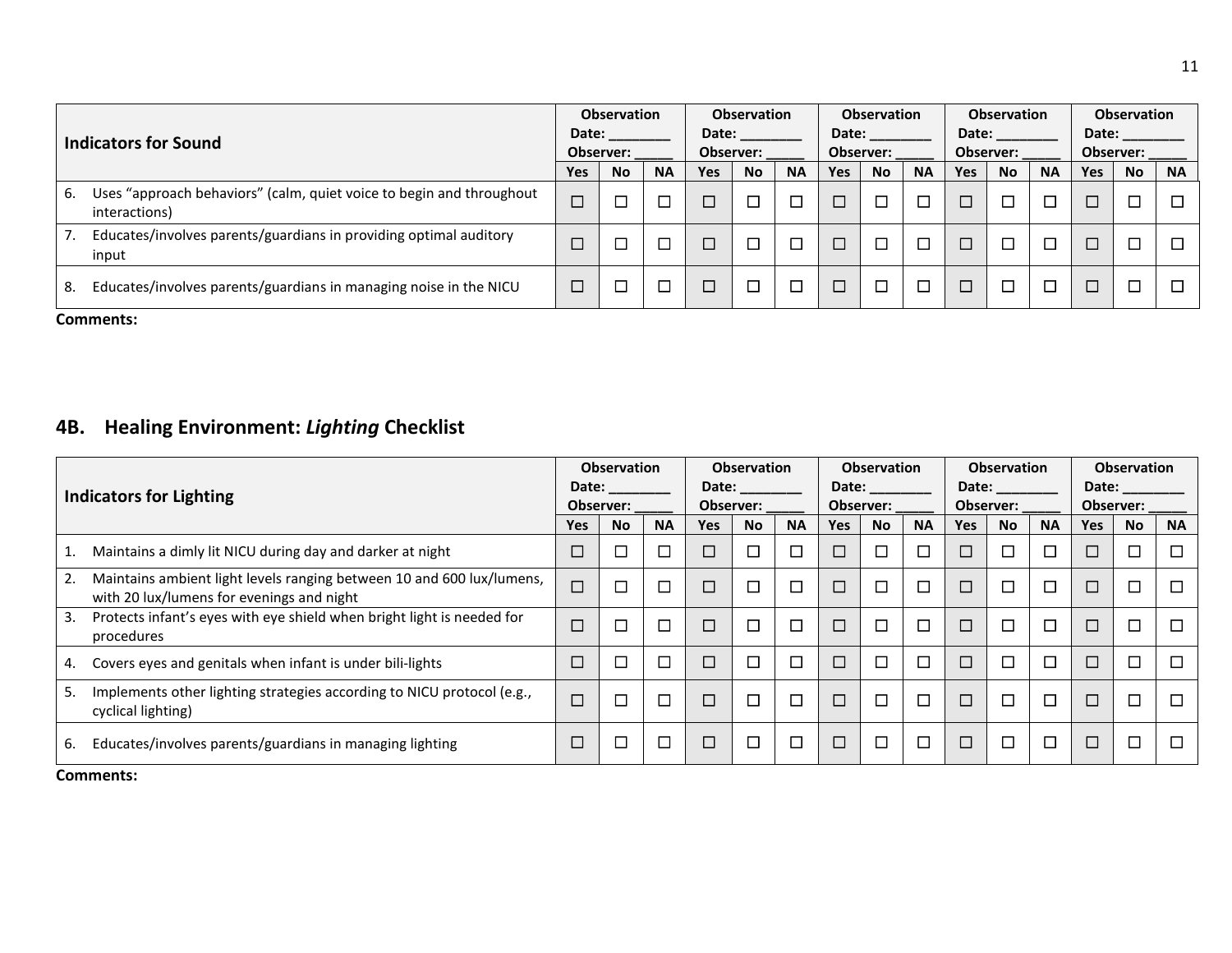| Indicators for Sound | Observation Date: ________ Observer: _____ | | | Observation Date: ________ Observer: _____ | | | Observation Date: ________ Observer: _____ | | | Observation Date: ________ Observer: _____ | | | Observation Date: ________ Observer: _____ | | |
|---|---|---|---|---|---|---|---|---|---|---|---|---|---|---|---|
| | Yes | No | NA | Yes | No | NA | Yes | No | NA | Yes | No | NA | Yes | No | NA |
| 6. Uses "approach behaviors" (calm, quiet voice to begin and throughout interactions) | ☐ | ☐ | ☐ | ☐ | ☐ | ☐ | ☐ | ☐ | ☐ | ☐ | ☐ | ☐ | ☐ | ☐ | ☐ |
| 7. Educates/involves parents/guardians in providing optimal auditory input | ☐ | ☐ | ☐ | ☐ | ☐ | ☐ | ☐ | ☐ | ☐ | ☐ | ☐ | ☐ | ☐ | ☐ | ☐ |
| 8. Educates/involves parents/guardians in managing noise in the NICU | ☐ | ☐ | ☐ | ☐ | ☐ | ☐ | ☐ | ☐ | ☐ | ☐ | ☐ | ☐ | ☐ | ☐ | ☐ |

**Comments:**

## 4B. Healing Environment: *Lighting* Checklist

| Indicators for Lighting | Observation Date: ________ Observer: _____ | | | Observation Date: ________ Observer: _____ | | | Observation Date: ________ Observer: _____ | | | Observation Date: ________ Observer: _____ | | | Observation Date: ________ Observer: _____ | | |
|---|---|---|---|---|---|---|---|---|---|---|---|---|---|---|---|
| | Yes | No | NA | Yes | No | NA | Yes | No | NA | Yes | No | NA | Yes | No | NA |
| 1. Maintains a dimly lit NICU during day and darker at night | ☐ | ☐ | ☐ | ☐ | ☐ | ☐ | ☐ | ☐ | ☐ | ☐ | ☐ | ☐ | ☐ | ☐ | ☐ |
| 2. Maintains ambient light levels ranging between 10 and 600 lux/lumens, with 20 lux/lumens for evenings and night | ☐ | ☐ | ☐ | ☐ | ☐ | ☐ | ☐ | ☐ | ☐ | ☐ | ☐ | ☐ | ☐ | ☐ | ☐ |
| 3. Protects infant's eyes with eye shield when bright light is needed for procedures | ☐ | ☐ | ☐ | ☐ | ☐ | ☐ | ☐ | ☐ | ☐ | ☐ | ☐ | ☐ | ☐ | ☐ | ☐ |
| 4. Covers eyes and genitals when infant is under bili-lights | ☐ | ☐ | ☐ | ☐ | ☐ | ☐ | ☐ | ☐ | ☐ | ☐ | ☐ | ☐ | ☐ | ☐ | ☐ |
| 5. Implements other lighting strategies according to NICU protocol (e.g., cyclical lighting) | ☐ | ☐ | ☐ | ☐ | ☐ | ☐ | ☐ | ☐ | ☐ | ☐ | ☐ | ☐ | ☐ | ☐ | ☐ |
| 6. Educates/involves parents/guardians in managing lighting | ☐ | ☐ | ☐ | ☐ | ☐ | ☐ | ☐ | ☐ | ☐ | ☐ | ☐ | ☐ | ☐ | ☐ | ☐ |

**Comments:**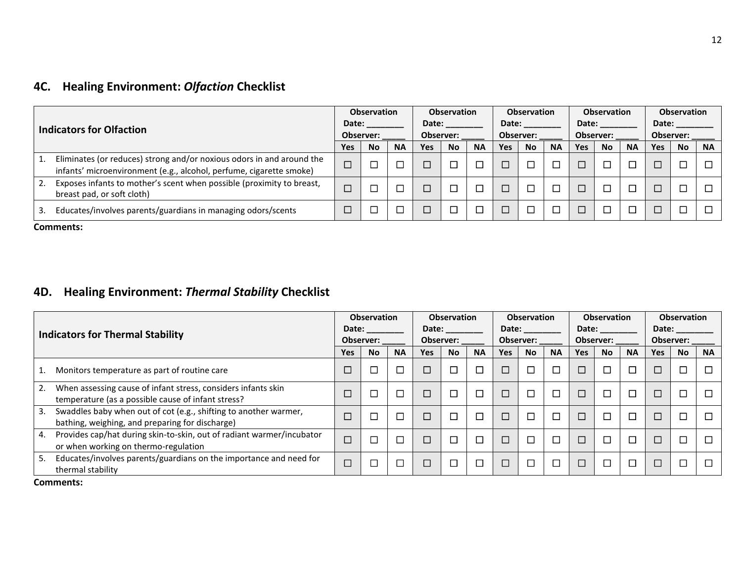## 4C. Healing Environment: *Olfaction* Checklist

| Indicators for Olfaction | Observation Date: ________ Observer: _____ | | | Observation Date: ________ Observer: _____ | | | Observation Date: ________ Observer: _____ | | | Observation Date: ________ Observer: _____ | | | Observation Date: ________ Observer: _____ | | |
|---|---|---|---|---|---|---|---|---|---|---|---|---|---|---|---|
| | Yes | No | NA | Yes | No | NA | Yes | No | NA | Yes | No | NA | Yes | No | NA |
| 1. Eliminates (or reduces) strong and/or noxious odors in and around the infants' microenvironment (e.g., alcohol, perfume, cigarette smoke) | ☐ | ☐ | ☐ | ☐ | ☐ | ☐ | ☐ | ☐ | ☐ | ☐ | ☐ | ☐ | ☐ | ☐ | ☐ |
| 2. Exposes infants to mother's scent when possible (proximity to breast, breast pad, or soft cloth) | ☐ | ☐ | ☐ | ☐ | ☐ | ☐ | ☐ | ☐ | ☐ | ☐ | ☐ | ☐ | ☐ | ☐ | ☐ |
| 3. Educates/involves parents/guardians in managing odors/scents | ☐ | ☐ | ☐ | ☐ | ☐ | ☐ | ☐ | ☐ | ☐ | ☐ | ☐ | ☐ | ☐ | ☐ | ☐ |

**Comments:**

## 4D. Healing Environment: *Thermal Stability* Checklist

| Indicators for Thermal Stability | Observation Date: ________ Observer: _____ | | | Observation Date: ________ Observer: _____ | | | Observation Date: ________ Observer: _____ | | | Observation Date: ________ Observer: _____ | | | Observation Date: ________ Observer: _____ | | |
|---|---|---|---|---|---|---|---|---|---|---|---|---|---|---|---|
| | Yes | No | NA | Yes | No | NA | Yes | No | NA | Yes | No | NA | Yes | No | NA |
| 1. Monitors temperature as part of routine care | ☐ | ☐ | ☐ | ☐ | ☐ | ☐ | ☐ | ☐ | ☐ | ☐ | ☐ | ☐ | ☐ | ☐ | ☐ |
| 2. When assessing cause of infant stress, considers infants skin temperature (as a possible cause of infant stress? | ☐ | ☐ | ☐ | ☐ | ☐ | ☐ | ☐ | ☐ | ☐ | ☐ | ☐ | ☐ | ☐ | ☐ | ☐ |
| 3. Swaddles baby when out of cot (e.g., shifting to another warmer, bathing, weighing, and preparing for discharge) | ☐ | ☐ | ☐ | ☐ | ☐ | ☐ | ☐ | ☐ | ☐ | ☐ | ☐ | ☐ | ☐ | ☐ | ☐ |
| 4. Provides cap/hat during skin-to-skin, out of radiant warmer/incubator or when working on thermo-regulation | ☐ | ☐ | ☐ | ☐ | ☐ | ☐ | ☐ | ☐ | ☐ | ☐ | ☐ | ☐ | ☐ | ☐ | ☐ |
| 5. Educates/involves parents/guardians on the importance and need for thermal stability | ☐ | ☐ | ☐ | ☐ | ☐ | ☐ | ☐ | ☐ | ☐ | ☐ | ☐ | ☐ | ☐ | ☐ | ☐ |

**Comments:**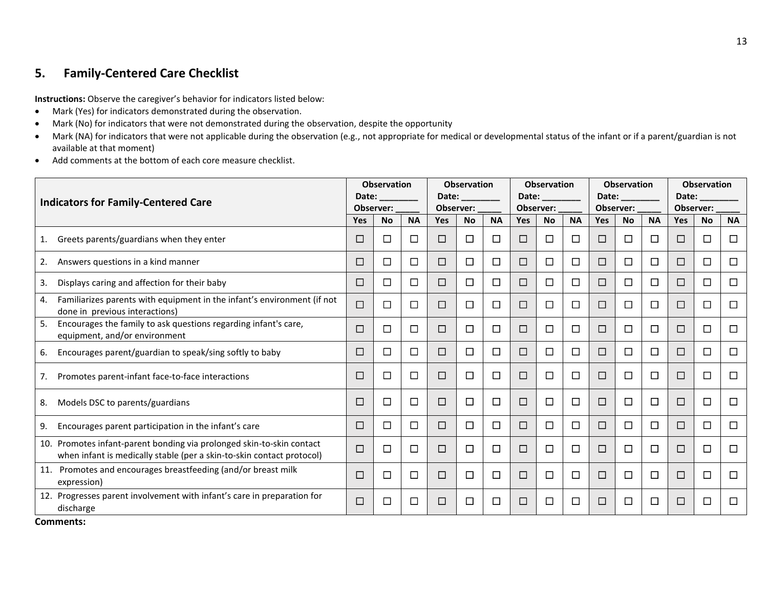## 5. Family-Centered Care Checklist

**Instructions:** Observe the caregiver's behavior for indicators listed below:

- Mark (Yes) for indicators demonstrated during the observation.
- Mark (No) for indicators that were not demonstrated during the observation, despite the opportunity
- Mark (NA) for indicators that were not applicable during the observation (e.g., not appropriate for medical or developmental status of the infant or if a parent/guardian is not available at that moment)
- Add comments at the bottom of each core measure checklist.

| Indicators for Family-Centered Care | Observation Date: ________ Observer: _____ | | | Observation Date: ________ Observer: _____ | | | Observation Date: ________ Observer: _____ | | | Observation Date: ________ Observer: _____ | | | Observation Date: ________ Observer: _____ | | |
|---|---|---|---|---|---|---|---|---|---|---|---|---|---|---|---|
| | Yes | No | NA | Yes | No | NA | Yes | No | NA | Yes | No | NA | Yes | No | NA |
| 1. Greets parents/guardians when they enter | ☐ | ☐ | ☐ | ☐ | ☐ | ☐ | ☐ | ☐ | ☐ | ☐ | ☐ | ☐ | ☐ | ☐ | ☐ |
| 2. Answers questions in a kind manner | ☐ | ☐ | ☐ | ☐ | ☐ | ☐ | ☐ | ☐ | ☐ | ☐ | ☐ | ☐ | ☐ | ☐ | ☐ |
| 3. Displays caring and affection for their baby | ☐ | ☐ | ☐ | ☐ | ☐ | ☐ | ☐ | ☐ | ☐ | ☐ | ☐ | ☐ | ☐ | ☐ | ☐ |
| 4. Familiarizes parents with equipment in the infant's environment (if not done in previous interactions) | ☐ | ☐ | ☐ | ☐ | ☐ | ☐ | ☐ | ☐ | ☐ | ☐ | ☐ | ☐ | ☐ | ☐ | ☐ |
| 5. Encourages the family to ask questions regarding infant's care, equipment, and/or environment | ☐ | ☐ | ☐ | ☐ | ☐ | ☐ | ☐ | ☐ | ☐ | ☐ | ☐ | ☐ | ☐ | ☐ | ☐ |
| 6. Encourages parent/guardian to speak/sing softly to baby | ☐ | ☐ | ☐ | ☐ | ☐ | ☐ | ☐ | ☐ | ☐ | ☐ | ☐ | ☐ | ☐ | ☐ | ☐ |
| 7. Promotes parent-infant face-to-face interactions | ☐ | ☐ | ☐ | ☐ | ☐ | ☐ | ☐ | ☐ | ☐ | ☐ | ☐ | ☐ | ☐ | ☐ | ☐ |
| 8. Models DSC to parents/guardians | ☐ | ☐ | ☐ | ☐ | ☐ | ☐ | ☐ | ☐ | ☐ | ☐ | ☐ | ☐ | ☐ | ☐ | ☐ |
| 9. Encourages parent participation in the infant's care | ☐ | ☐ | ☐ | ☐ | ☐ | ☐ | ☐ | ☐ | ☐ | ☐ | ☐ | ☐ | ☐ | ☐ | ☐ |
| 10. Promotes infant-parent bonding via prolonged skin-to-skin contact when infant is medically stable (per a skin-to-skin contact protocol) | ☐ | ☐ | ☐ | ☐ | ☐ | ☐ | ☐ | ☐ | ☐ | ☐ | ☐ | ☐ | ☐ | ☐ | ☐ |
| 11. Promotes and encourages breastfeeding (and/or breast milk expression) | ☐ | ☐ | ☐ | ☐ | ☐ | ☐ | ☐ | ☐ | ☐ | ☐ | ☐ | ☐ | ☐ | ☐ | ☐ |
| 12. Progresses parent involvement with infant's care in preparation for discharge | ☐ | ☐ | ☐ | ☐ | ☐ | ☐ | ☐ | ☐ | ☐ | ☐ | ☐ | ☐ | ☐ | ☐ | ☐ |

**Comments:**